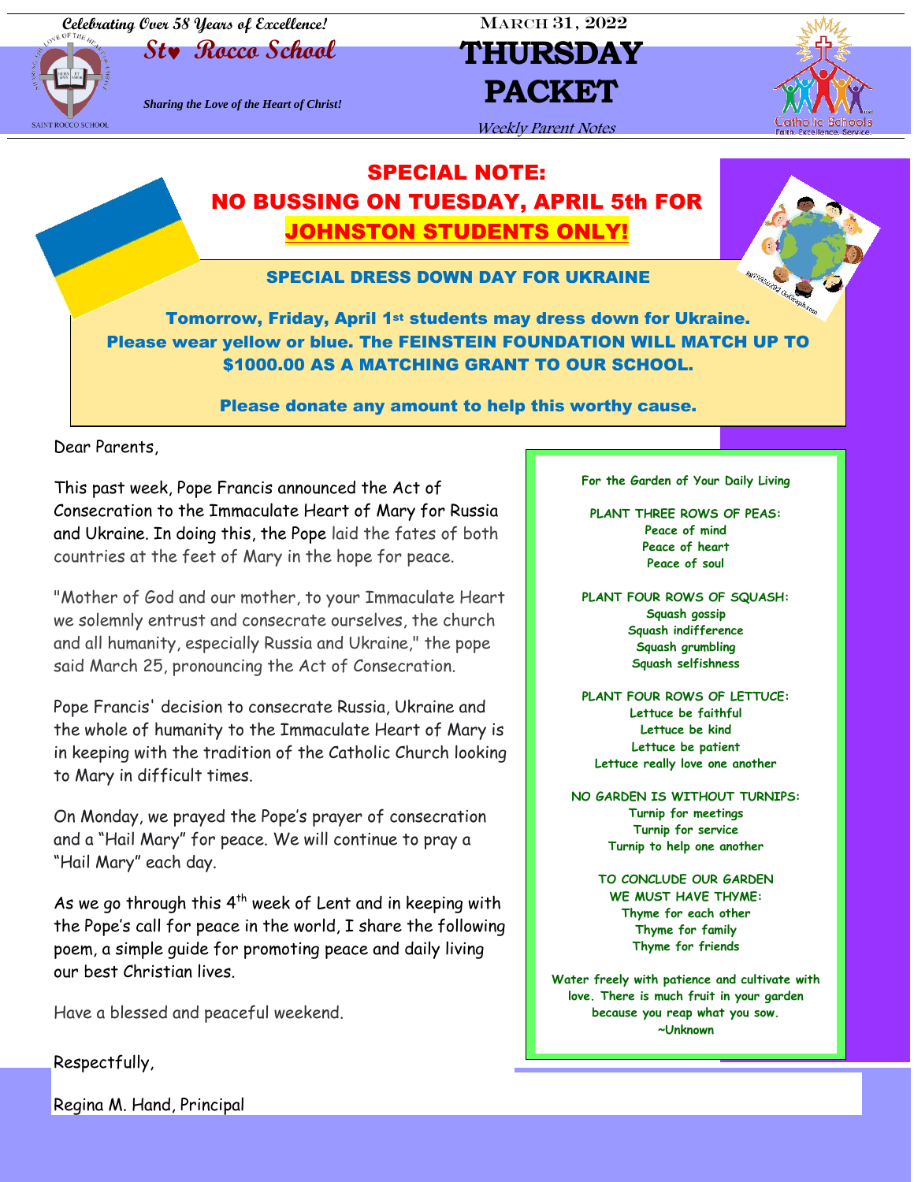Celebrating Over 58 Years of Excellence!

# St. Rocco School

*Sharing the Love of the Heart of Christ!*

March 31, 2022

# THURSDAY PACKET

*Weekly Parent Notes*

## SPECIAL NOTE:
## NO BUSSING ON TUESDAY, APRIL 5th FOR JOHNSTON STUDENTS ONLY!

### SPECIAL DRESS DOWN DAY FOR UKRAINE

**Tomorrow, Friday, April 1st students may dress down for Ukraine. Please wear yellow or blue. The FEINSTEIN FOUNDATION WILL MATCH UP TO $1000.00 AS A MATCHING GRANT TO OUR SCHOOL.**

**Please donate any amount to help this worthy cause.**

Dear Parents,

This past week, Pope Francis announced the Act of Consecration to the Immaculate Heart of Mary for Russia and Ukraine. In doing this, the Pope laid the fates of both countries at the feet of Mary in the hope for peace.

"Mother of God and our mother, to your Immaculate Heart we solemnly entrust and consecrate ourselves, the church and all humanity, especially Russia and Ukraine," the pope said March 25, pronouncing the Act of Consecration.

Pope Francis' decision to consecrate Russia, Ukraine and the whole of humanity to the Immaculate Heart of Mary is in keeping with the tradition of the Catholic Church looking to Mary in difficult times.

On Monday, we prayed the Pope's prayer of consecration and a "Hail Mary" for peace. We will continue to pray a "Hail Mary" each day.

As we go through this 4th week of Lent and in keeping with the Pope's call for peace in the world, I share the following poem, a simple guide for promoting peace and daily living our best Christian lives.

Have a blessed and peaceful weekend.

Respectfully,

Regina M. Hand, Principal

**For the Garden of Your Daily Living**

**PLANT THREE ROWS OF PEAS:**
Peace of mind
Peace of heart
Peace of soul

**PLANT FOUR ROWS OF SQUASH:**
Squash gossip
Squash indifference
Squash grumbling
Squash selfishness

**PLANT FOUR ROWS OF LETTUCE:**
Lettuce be faithful
Lettuce be kind
Lettuce be patient
Lettuce really love one another

**NO GARDEN IS WITHOUT TURNIPS:**
Turnip for meetings
Turnip for service
Turnip to help one another

**TO CONCLUDE OUR GARDEN WE MUST HAVE THYME:**
Thyme for each other
Thyme for family
Thyme for friends

Water freely with patience and cultivate with love. There is much fruit in your garden because you reap what you sow.
~Unknown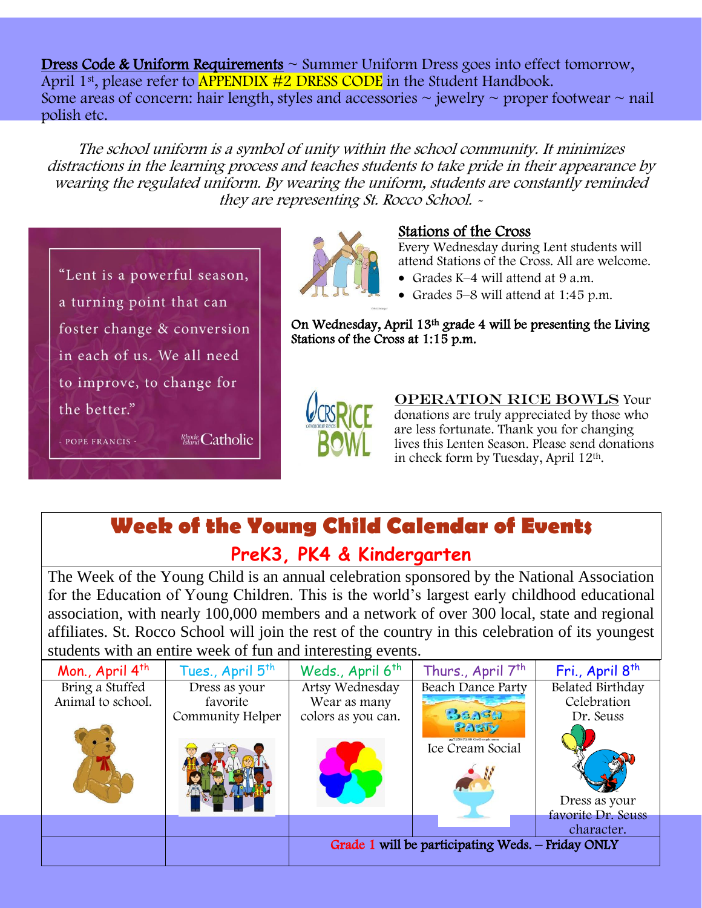**Dress Code & Uniform Requirements** ~ Summer Uniform Dress goes into effect tomorrow, April 1st, please refer to APPENDIX #2 DRESS CODE in the Student Handbook.
Some areas of concern: hair length, styles and accessories ~ jewelry ~ proper footwear ~ nail polish etc.

*The school uniform is a symbol of unity within the school community. It minimizes distractions in the learning process and teaches students to take pride in their appearance by wearing the regulated uniform. By wearing the uniform, students are constantly reminded they are representing St. Rocco School. -*

"Lent is a powerful season, a turning point that can foster change & conversion in each of us. We all need to improve, to change for the better."

- POPE FRANCIS -

Rhode Island Catholic

**Stations of the Cross**

Every Wednesday during Lent students will attend Stations of the Cross. All are welcome.

- Grades K–4 will attend at 9 a.m.
- Grades 5–8 will attend at 1:45 p.m.

**On Wednesday, April 13th grade 4 will be presenting the Living Stations of the Cross at 1:15 p.m.**

**OPERATION RICE BOWLS** Your donations are truly appreciated by those who are less fortunate. Thank you for changing lives this Lenten Season. Please send donations in check form by Tuesday, April 12th.

## Week of the Young Child Calendar of Events

### PreK3, PK4 & Kindergarten

The Week of the Young Child is an annual celebration sponsored by the National Association for the Education of Young Children. This is the world's largest early childhood educational association, with nearly 100,000 members and a network of over 300 local, state and regional affiliates. St. Rocco School will join the rest of the country in this celebration of its youngest students with an entire week of fun and interesting events.

| Mon., April 4th | Tues., April 5th | Weds., April 6th | Thurs., April 7th | Fri., April 8th |
|---|---|---|---|---|
| Bring a Stuffed Animal to school. | Dress as your favorite Community Helper | Artsy Wednesday Wear as many colors as you can. | Beach Dance Party Ice Cream Social | Belated Birthday Celebration Dr. Seuss Dress as your favorite Dr. Seuss character. |
| | | **Grade 1 will be participating Weds. – Friday ONLY** | | |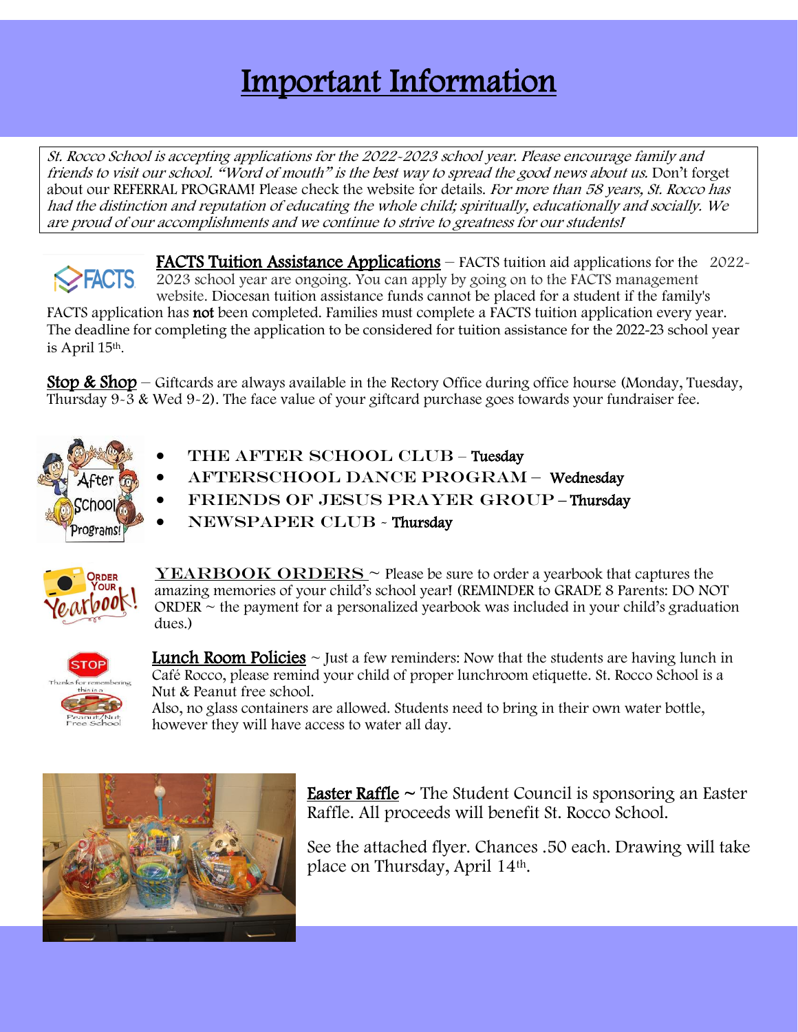# Important Information

*St. Rocco School is accepting applications for the 2022-2023 school year. Please encourage family and friends to visit our school. "Word of mouth" is the best way to spread the good news about us.* Don't forget about our REFERRAL PROGRAM! Please check the website for details. *For more than 58 years, St. Rocco has had the distinction and reputation of educating the whole child; spiritually, educationally and socially. We are proud of our accomplishments and we continue to strive to greatness for our students!*

**FACTS Tuition Assistance Applications** – FACTS tuition aid applications for the 2022-2023 school year are ongoing. You can apply by going on to the FACTS management website. Diocesan tuition assistance funds cannot be placed for a student if the family's FACTS application has **not** been completed. Families must complete a FACTS tuition application every year. The deadline for completing the application to be considered for tuition assistance for the 2022-23 school year is April 15th.

**Stop & Shop** – Giftcards are always available in the Rectory Office during office hourse (Monday, Tuesday, Thursday 9-3 & Wed 9-2). The face value of your giftcard purchase goes towards your fundraiser fee.

- THE AFTER SCHOOL CLUB – Tuesday
- AFTERSCHOOL DANCE PROGRAM – Wednesday
- FRIENDS OF JESUS PRAYER GROUP – Thursday
- NEWSPAPER CLUB - Thursday

**YEARBOOK ORDERS** ~ Please be sure to order a yearbook that captures the amazing memories of your child's school year! (REMINDER to GRADE 8 Parents: DO NOT ORDER ~ the payment for a personalized yearbook was included in your child's graduation dues.)

**Lunch Room Policies** ~ Just a few reminders: Now that the students are having lunch in Café Rocco, please remind your child of proper lunchroom etiquette. St. Rocco School is a Nut & Peanut free school.
Also, no glass containers are allowed. Students need to bring in their own water bottle, however they will have access to water all day.

**Easter Raffle** ~ The Student Council is sponsoring an Easter Raffle. All proceeds will benefit St. Rocco School.

See the attached flyer. Chances .50 each. Drawing will take place on Thursday, April 14th.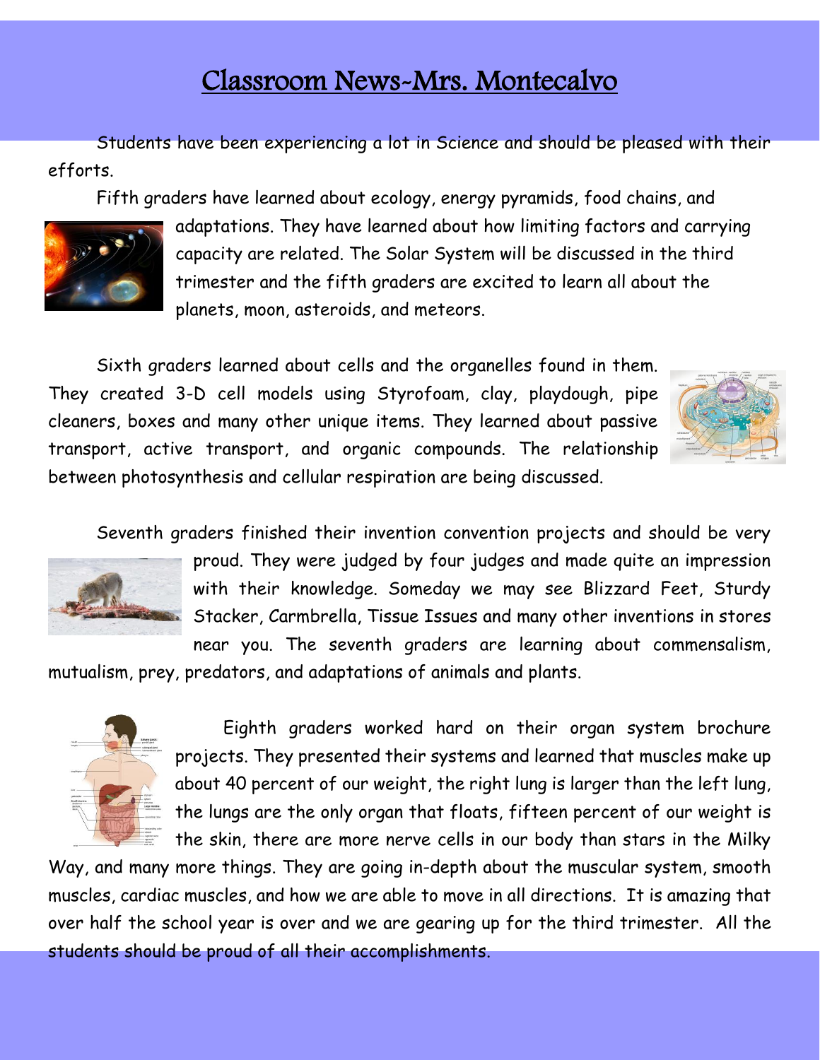# Classroom News-Mrs. Montecalvo

Students have been experiencing a lot in Science and should be pleased with their efforts.

Fifth graders have learned about ecology, energy pyramids, food chains, and adaptations. They have learned about how limiting factors and carrying capacity are related. The Solar System will be discussed in the third trimester and the fifth graders are excited to learn all about the planets, moon, asteroids, and meteors.

Sixth graders learned about cells and the organelles found in them. They created 3-D cell models using Styrofoam, clay, playdough, pipe cleaners, boxes and many other unique items. They learned about passive transport, active transport, and organic compounds. The relationship between photosynthesis and cellular respiration are being discussed.

Seventh graders finished their invention convention projects and should be very proud. They were judged by four judges and made quite an impression with their knowledge. Someday we may see Blizzard Feet, Sturdy Stacker, Carmbrella, Tissue Issues and many other inventions in stores near you. The seventh graders are learning about commensalism, mutualism, prey, predators, and adaptations of animals and plants.

Eighth graders worked hard on their organ system brochure projects. They presented their systems and learned that muscles make up about 40 percent of our weight, the right lung is larger than the left lung, the lungs are the only organ that floats, fifteen percent of our weight is the skin, there are more nerve cells in our body than stars in the Milky Way, and many more things. They are going in-depth about the muscular system, smooth muscles, cardiac muscles, and how we are able to move in all directions. It is amazing that over half the school year is over and we are gearing up for the third trimester. All the students should be proud of all their accomplishments.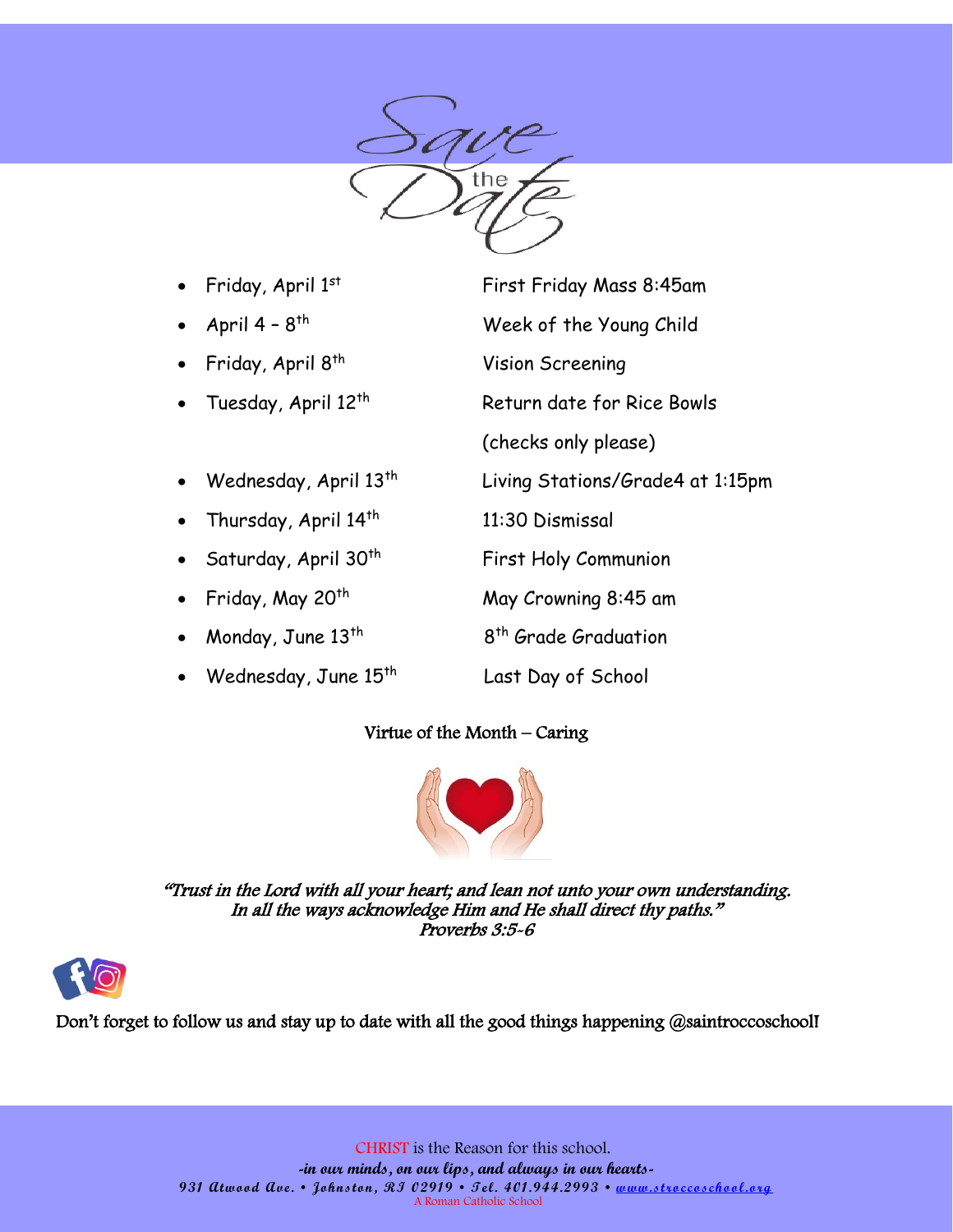# Save the Date

| | |
|---|---|
| Friday, April 1st | First Friday Mass 8:45am |
| April 4 – 8th | Week of the Young Child |
| Friday, April 8th | Vision Screening |
| Tuesday, April 12th | Return date for Rice Bowls (checks only please) |
| Wednesday, April 13th | Living Stations/Grade4 at 1:15pm |
| Thursday, April 14th | 11:30 Dismissal |
| Saturday, April 30th | First Holy Communion |
| Friday, May 20th | May Crowning 8:45 am |
| Monday, June 13th | 8th Grade Graduation |
| Wednesday, June 15th | Last Day of School |

Virtue of the Month – Caring

*"Trust in the Lord with all your heart; and lean not unto your own understanding.*
*In all the ways acknowledge Him and He shall direct thy paths."*
*Proverbs 3:5-6*

Don't forget to follow us and stay up to date with all the good things happening @saintroccoschool!

CHRIST is the Reason for this school.
*-in our minds, on our lips, and always in our hearts-*
931 Atwood Ave. • Johnston, RI 02919 • Tel. 401.944.2993 • www.stroccoschool.org
A Roman Catholic School